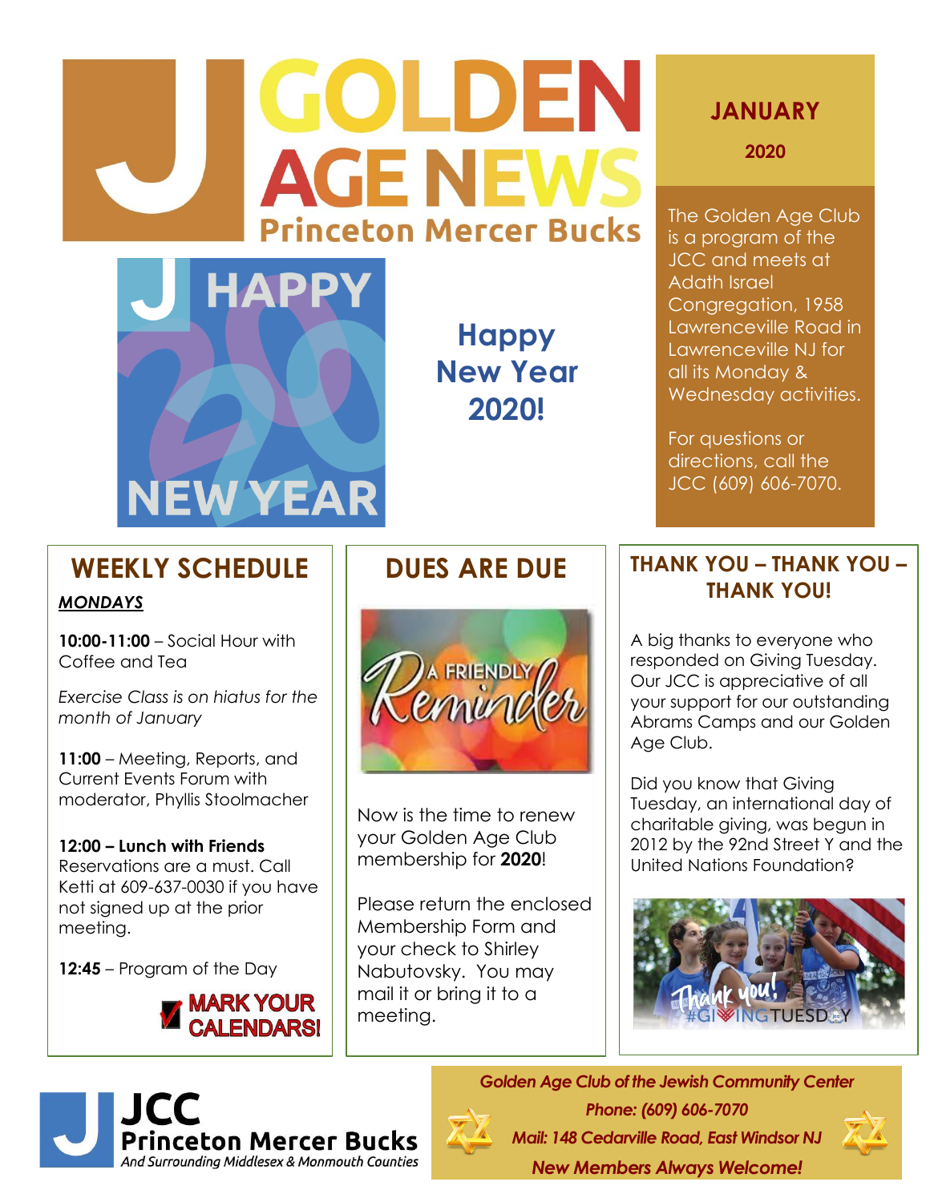# GOLDEN AGE NEWS

## Princeton Mercer Bucks

**JANUARY**

**2020**

The Golden Age Club is a program of the JCC and meets at Adath Israel Congregation, 1958 Lawrenceville Road in Lawrenceville NJ for all its Monday & Wednesday activities.

For questions or directions, call the JCC (609) 606-7070.

## Happy New Year 2020!

## WEEKLY SCHEDULE

***MONDAYS***

**10:00-11:00** – Social Hour with Coffee and Tea

*Exercise Class is on hiatus for the month of January*

**11:00** – Meeting, Reports, and Current Events Forum with moderator, Phyllis Stoolmacher

**12:00 – Lunch with Friends**
Reservations are a must. Call Ketti at 609-637-0030 if you have not signed up at the prior meeting.

**12:45** – Program of the Day

MARK YOUR CALENDARS!

## DUES ARE DUE

A FRIENDLY Reminder

Now is the time to renew your Golden Age Club membership for **2020**!

Please return the enclosed Membership Form and your check to Shirley Nabutovsky. You may mail it or bring it to a meeting.

## THANK YOU – THANK YOU – THANK YOU!

A big thanks to everyone who responded on Giving Tuesday. Our JCC is appreciative of all your support for our outstanding Abrams Camps and our Golden Age Club.

Did you know that Giving Tuesday, an international day of charitable giving, was begun in 2012 by the 92nd Street Y and the United Nations Foundation?

Thank you! #GIVINGTUESDAY

JCC Princeton Mercer Bucks
*And Surrounding Middlesex & Monmouth Counties*

***Golden Age Club of the Jewish Community Center***
***Phone: (609) 606-7070***
***Mail: 148 Cedarville Road, East Windsor NJ***
***New Members Always Welcome!***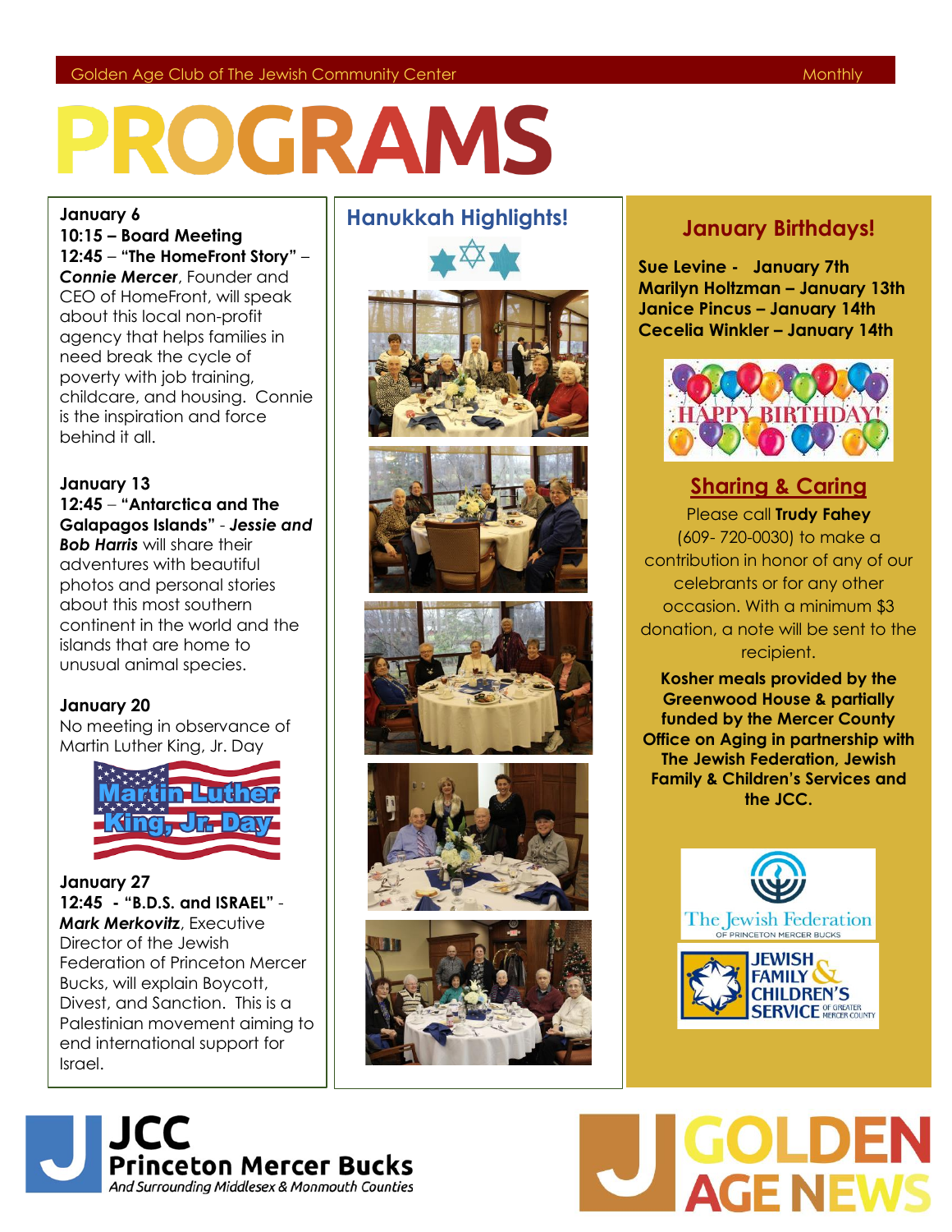Golden Age Club of The Jewish Community Center — Monthly

# PROGRAMS

**January 6**
**10:15 – Board Meeting**
**12:45** – **"The HomeFront Story"** – ***Connie Mercer***, Founder and CEO of HomeFront, will speak about this local non-profit agency that helps families in need break the cycle of poverty with job training, childcare, and housing. Connie is the inspiration and force behind it all.

**January 13**
**12:45** – **"Antarctica and The Galapagos Islands"** - ***Jessie and Bob Harris*** will share their adventures with beautiful photos and personal stories about this most southern continent in the world and the islands that are home to unusual animal species.

**January 20**
No meeting in observance of Martin Luther King, Jr. Day

Martin Luther King, Jr. Day

**January 27**
**12:45 - "B.D.S. and ISRAEL"** - ***Mark Merkovitz***, Executive Director of the Jewish Federation of Princeton Mercer Bucks, will explain Boycott, Divest, and Sanction. This is a Palestinian movement aiming to end international support for Israel.

## Hanukkah Highlights!

## January Birthdays!

**Sue Levine - January 7th**
**Marilyn Holtzman – January 13th**
**Janice Pincus – January 14th**
**Cecelia Winkler – January 14th**

HAPPY BIRTHDAY!

## Sharing & Caring

Please call **Trudy Fahey** (609- 720-0030) to make a contribution in honor of any of our celebrants or for any other occasion. With a minimum $3 donation, a note will be sent to the recipient.

**Kosher meals provided by the Greenwood House & partially funded by the Mercer County Office on Aging in partnership with The Jewish Federation, Jewish Family & Children's Services and the JCC.**

The Jewish Federation OF PRINCETON MERCER BUCKS

JEWISH FAMILY & CHILDREN'S SERVICE OF GREATER MERCER COUNTY

JCC Princeton Mercer Bucks
*And Surrounding Middlesex & Monmouth Counties*

GOLDEN AGE NEWS